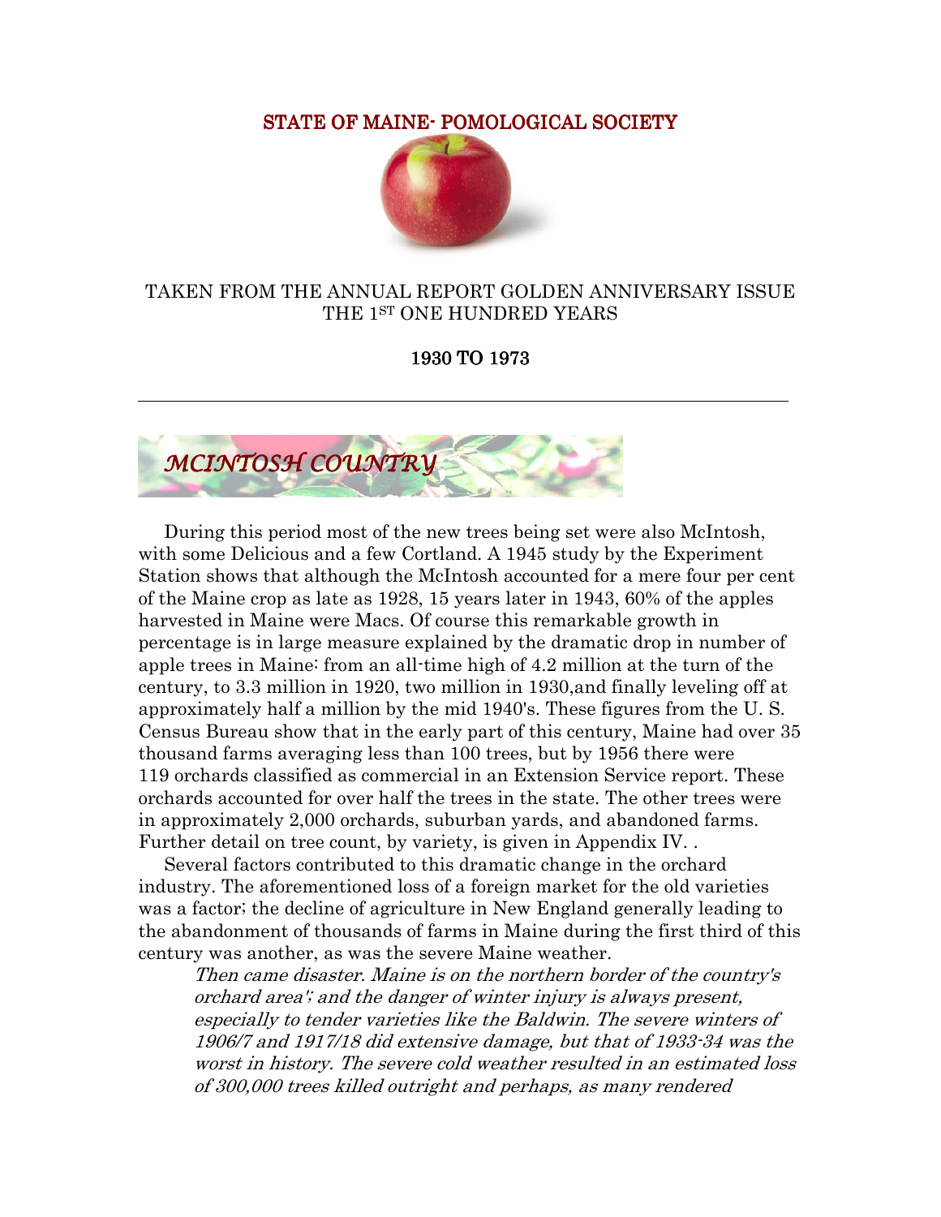# STATE OF MAINE- POMOLOGICAL SOCIETY

TAKEN FROM THE ANNUAL REPORT GOLDEN ANNIVERSARY ISSUE THE 1ST ONE HUNDRED YEARS

**1930 TO 1973**

---

## *MCINTOSH COUNTRY*

During this period most of the new trees being set were also McIntosh, with some Delicious and a few Cortland. A 1945 study by the Experiment Station shows that although the McIntosh accounted for a mere four per cent of the Maine crop as late as 1928, 15 years later in 1943, 60% of the apples harvested in Maine were Macs. Of course this remarkable growth in percentage is in large measure explained by the dramatic drop in number of apple trees in Maine: from an all-time high of 4.2 million at the turn of the century, to 3.3 million in 1920, two million in 1930,and finally leveling off at approximately half a million by the mid 1940's. These figures from the U. S. Census Bureau show that in the early part of this century, Maine had over 35 thousand farms averaging less than 100 trees, but by 1956 there were 119 orchards classified as commercial in an Extension Service report. These orchards accounted for over half the trees in the state. The other trees were in approximately 2,000 orchards, suburban yards, and abandoned farms. Further detail on tree count, by variety, is given in Appendix IV. .

Several factors contributed to this dramatic change in the orchard industry. The aforementioned loss of a foreign market for the old varieties was a factor; the decline of agriculture in New England generally leading to the abandonment of thousands of farms in Maine during the first third of this century was another, as was the severe Maine weather.

> *Then came disaster. Maine is on the northern border of the country's orchard area'; and the danger of winter injury is always present, especially to tender varieties like the Baldwin. The severe winters of 1906/7 and 1917/18 did extensive damage, but that of 1933-34 was the worst in history. The severe cold weather resulted in an estimated loss of 300,000 trees killed outright and perhaps, as many rendered*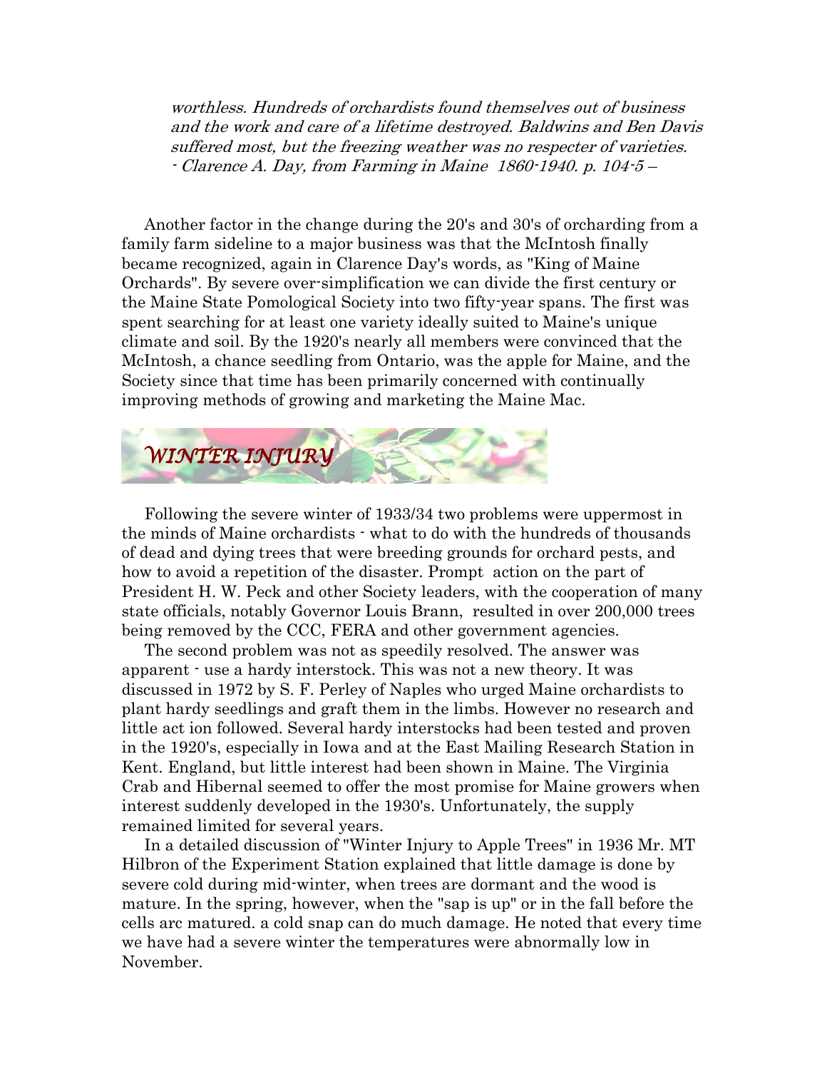*worthless. Hundreds of orchardists found themselves out of business and the work and care of a lifetime destroyed. Baldwins and Ben Davis suffered most, but the freezing weather was no respecter of varieties.*
*- Clarence A. Day, from Farming in Maine 1860-1940. p. 104-5 –*

Another factor in the change during the 20's and 30's of orcharding from a family farm sideline to a major business was that the McIntosh finally became recognized, again in Clarence Day's words, as "King of Maine Orchards". By severe over-simplification we can divide the first century or the Maine State Pomological Society into two fifty-year spans. The first was spent searching for at least one variety ideally suited to Maine's unique climate and soil. By the 1920's nearly all members were convinced that the McIntosh, a chance seedling from Ontario, was the apple for Maine, and the Society since that time has been primarily concerned with continually improving methods of growing and marketing the Maine Mac.

## *WINTER INJURY*

Following the severe winter of 1933/34 two problems were uppermost in the minds of Maine orchardists - what to do with the hundreds of thousands of dead and dying trees that were breeding grounds for orchard pests, and how to avoid a repetition of the disaster. Prompt action on the part of President H. W. Peck and other Society leaders, with the cooperation of many state officials, notably Governor Louis Brann, resulted in over 200,000 trees being removed by the CCC, FERA and other government agencies.

The second problem was not as speedily resolved. The answer was apparent - use a hardy interstock. This was not a new theory. It was discussed in 1972 by S. F. Perley of Naples who urged Maine orchardists to plant hardy seedlings and graft them in the limbs. However no research and little act ion followed. Several hardy interstocks had been tested and proven in the 1920's, especially in Iowa and at the East Mailing Research Station in Kent. England, but little interest had been shown in Maine. The Virginia Crab and Hibernal seemed to offer the most promise for Maine growers when interest suddenly developed in the 1930's. Unfortunately, the supply remained limited for several years.

In a detailed discussion of "Winter Injury to Apple Trees" in 1936 Mr. MT Hilbron of the Experiment Station explained that little damage is done by severe cold during mid-winter, when trees are dormant and the wood is mature. In the spring, however, when the "sap is up" or in the fall before the cells arc matured. a cold snap can do much damage. He noted that every time we have had a severe winter the temperatures were abnormally low in November.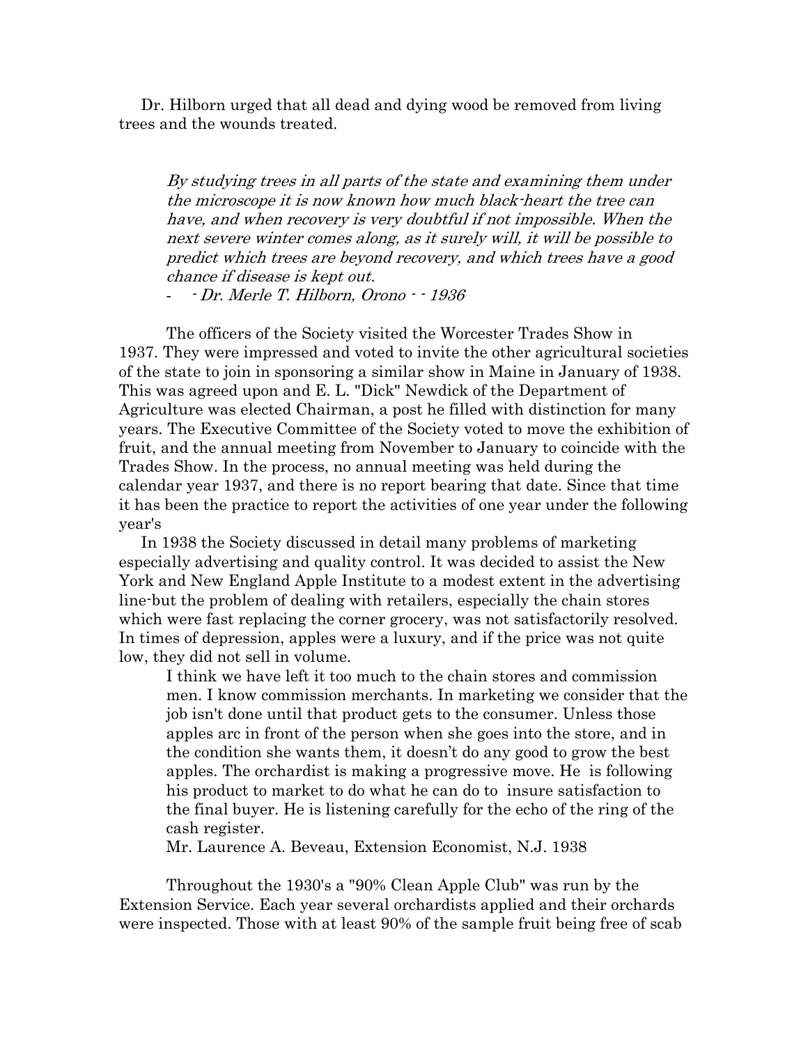Dr. Hilborn urged that all dead and dying wood be removed from living trees and the wounds treated.

> *By studying trees in all parts of the state and examining them under the microscope it is now known how much black-heart the tree can have, and when recovery is very doubtful if not impossible. When the next severe winter comes along, as it surely will, it will be possible to predict which trees are beyond recovery, and which trees have a good chance if disease is kept out.*
>
> - *- Dr. Merle T. Hilborn, Orono - - 1936*

The officers of the Society visited the Worcester Trades Show in 1937. They were impressed and voted to invite the other agricultural societies of the state to join in sponsoring a similar show in Maine in January of 1938. This was agreed upon and E. L. "Dick" Newdick of the Department of Agriculture was elected Chairman, a post he filled with distinction for many years. The Executive Committee of the Society voted to move the exhibition of fruit, and the annual meeting from November to January to coincide with the Trades Show. In the process, no annual meeting was held during the calendar year 1937, and there is no report bearing that date. Since that time it has been the practice to report the activities of one year under the following year's

In 1938 the Society discussed in detail many problems of marketing especially advertising and quality control. It was decided to assist the New York and New England Apple Institute to a modest extent in the advertising line-but the problem of dealing with retailers, especially the chain stores which were fast replacing the corner grocery, was not satisfactorily resolved. In times of depression, apples were a luxury, and if the price was not quite low, they did not sell in volume.

> I think we have left it too much to the chain stores and commission men. I know commission merchants. In marketing we consider that the job isn't done until that product gets to the consumer. Unless those apples arc in front of the person when she goes into the store, and in the condition she wants them, it doesn't do any good to grow the best apples. The orchardist is making a progressive move. He is following his product to market to do what he can do to insure satisfaction to the final buyer. He is listening carefully for the echo of the ring of the cash register.
>
> Mr. Laurence A. Beveau, Extension Economist, N.J. 1938

Throughout the 1930's a "90% Clean Apple Club" was run by the Extension Service. Each year several orchardists applied and their orchards were inspected. Those with at least 90% of the sample fruit being free of scab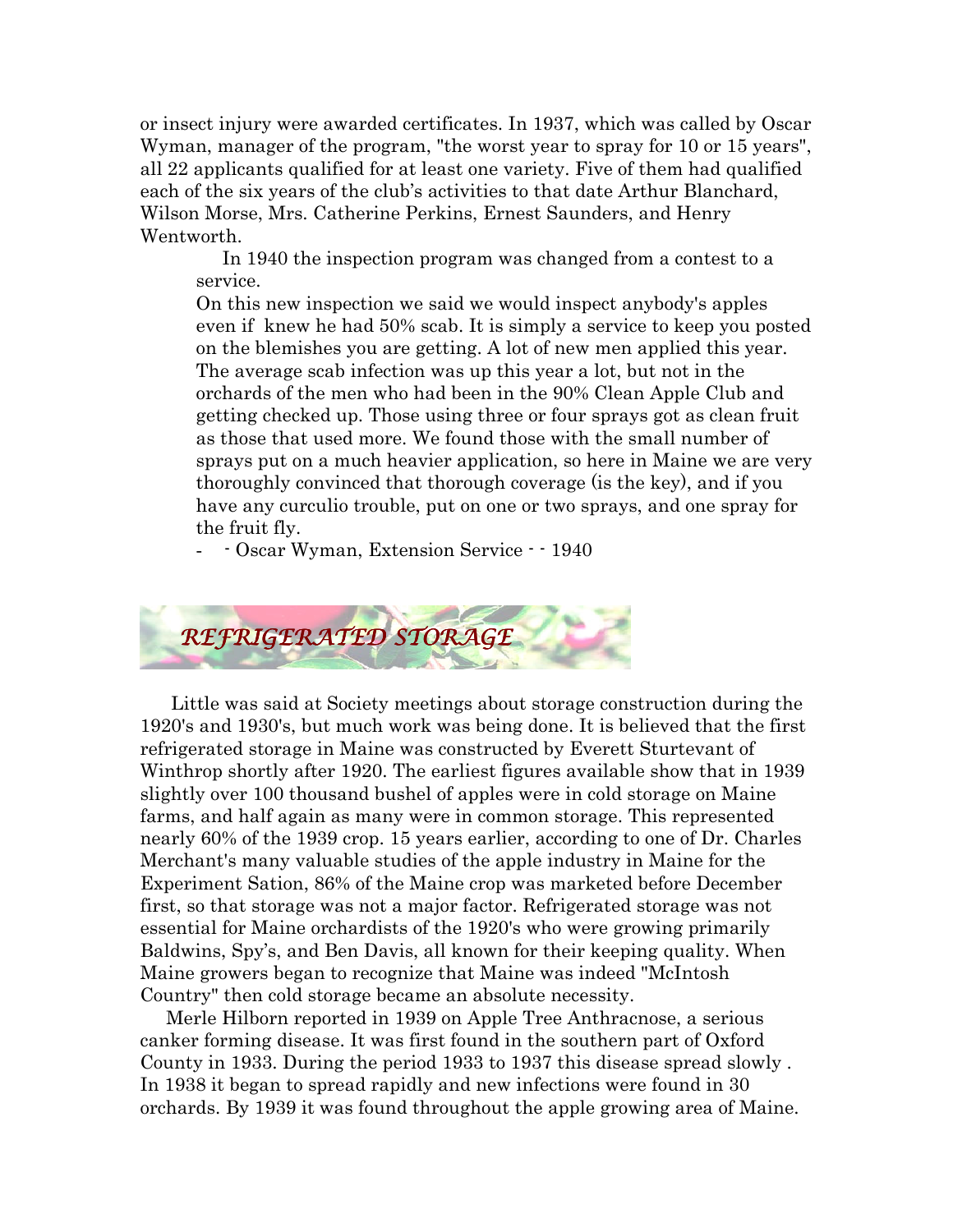or insect injury were awarded certificates. In 1937, which was called by Oscar Wyman, manager of the program, "the worst year to spray for 10 or 15 years", all 22 applicants qualified for at least one variety. Five of them had qualified each of the six years of the club's activities to that date Arthur Blanchard, Wilson Morse, Mrs. Catherine Perkins, Ernest Saunders, and Henry Wentworth.

In 1940 the inspection program was changed from a contest to a service.

> On this new inspection we said we would inspect anybody's apples even if knew he had 50% scab. It is simply a service to keep you posted on the blemishes you are getting. A lot of new men applied this year. The average scab infection was up this year a lot, but not in the orchards of the men who had been in the 90% Clean Apple Club and getting checked up. Those using three or four sprays got as clean fruit as those that used more. We found those with the small number of sprays put on a much heavier application, so here in Maine we are very thoroughly convinced that thorough coverage (is the key), and if you have any curculio trouble, put on one or two sprays, and one spray for the fruit fly.
>
> - - Oscar Wyman, Extension Service - - 1940

## REFRIGERATED STORAGE

Little was said at Society meetings about storage construction during the 1920's and 1930's, but much work was being done. It is believed that the first refrigerated storage in Maine was constructed by Everett Sturtevant of Winthrop shortly after 1920. The earliest figures available show that in 1939 slightly over 100 thousand bushel of apples were in cold storage on Maine farms, and half again as many were in common storage. This represented nearly 60% of the 1939 crop. 15 years earlier, according to one of Dr. Charles Merchant's many valuable studies of the apple industry in Maine for the Experiment Sation, 86% of the Maine crop was marketed before December first, so that storage was not a major factor. Refrigerated storage was not essential for Maine orchardists of the 1920's who were growing primarily Baldwins, Spy's, and Ben Davis, all known for their keeping quality. When Maine growers began to recognize that Maine was indeed "McIntosh Country" then cold storage became an absolute necessity.

Merle Hilborn reported in 1939 on Apple Tree Anthracnose, a serious canker forming disease. It was first found in the southern part of Oxford County in 1933. During the period 1933 to 1937 this disease spread slowly . In 1938 it began to spread rapidly and new infections were found in 30 orchards. By 1939 it was found throughout the apple growing area of Maine.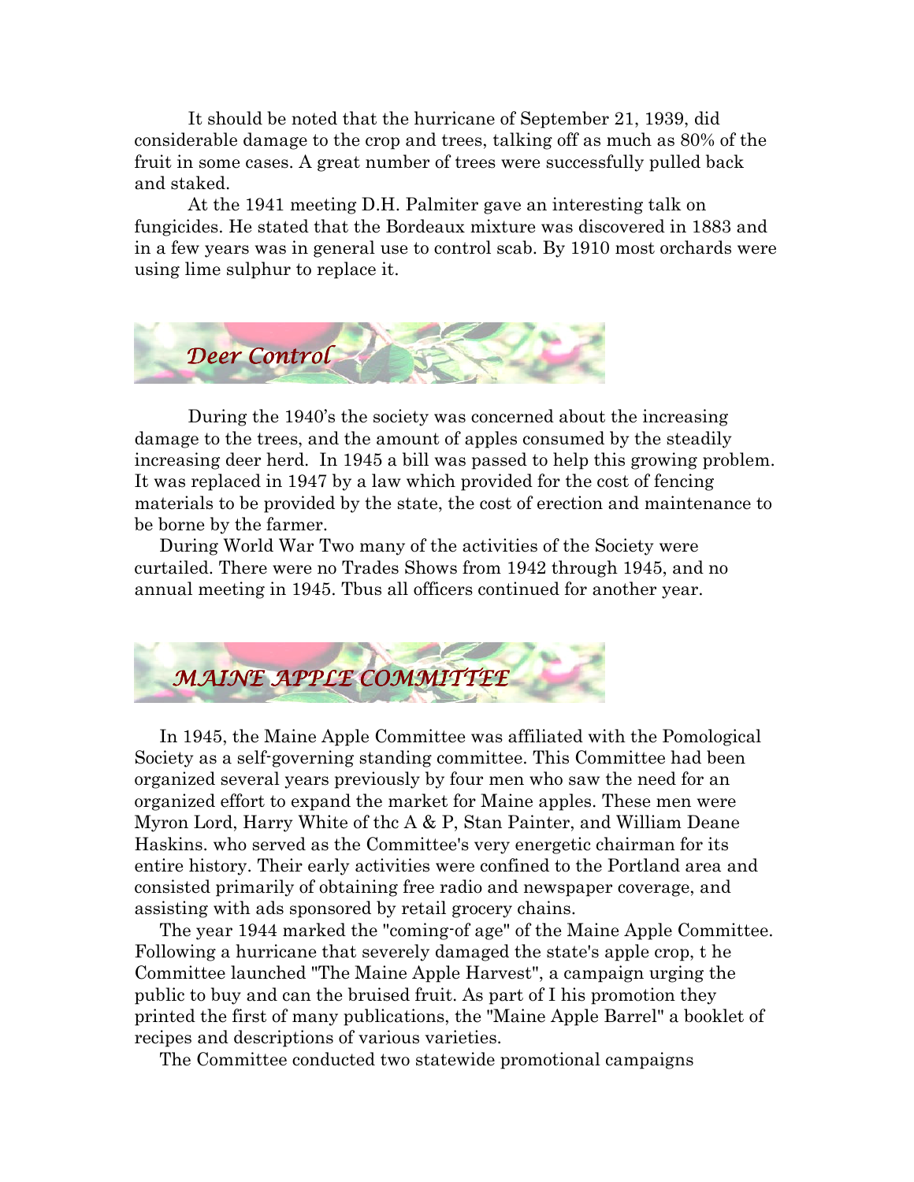It should be noted that the hurricane of September 21, 1939, did considerable damage to the crop and trees, talking off as much as 80% of the fruit in some cases. A great number of trees were successfully pulled back and staked.

At the 1941 meeting D.H. Palmiter gave an interesting talk on fungicides. He stated that the Bordeaux mixture was discovered in 1883 and in a few years was in general use to control scab. By 1910 most orchards were using lime sulphur to replace it.

## *Deer Control*

During the 1940's the society was concerned about the increasing damage to the trees, and the amount of apples consumed by the steadily increasing deer herd. In 1945 a bill was passed to help this growing problem. It was replaced in 1947 by a law which provided for the cost of fencing materials to be provided by the state, the cost of erection and maintenance to be borne by the farmer.

During World War Two many of the activities of the Society were curtailed. There were no Trades Shows from 1942 through 1945, and no annual meeting in 1945. Tbus all officers continued for another year.

## *MAINE APPLE COMMITTEE*

In 1945, the Maine Apple Committee was affiliated with the Pomological Society as a self-governing standing committee. This Committee had been organized several years previously by four men who saw the need for an organized effort to expand the market for Maine apples. These men were Myron Lord, Harry White of thc A & P, Stan Painter, and William Deane Haskins. who served as the Committee's very energetic chairman for its entire history. Their early activities were confined to the Portland area and consisted primarily of obtaining free radio and newspaper coverage, and assisting with ads sponsored by retail grocery chains.

The year 1944 marked the "coming-of age" of the Maine Apple Committee. Following a hurricane that severely damaged the state's apple crop, t he Committee launched "The Maine Apple Harvest", a campaign urging the public to buy and can the bruised fruit. As part of I his promotion they printed the first of many publications, the "Maine Apple Barrel" a booklet of recipes and descriptions of various varieties.

The Committee conducted two statewide promotional campaigns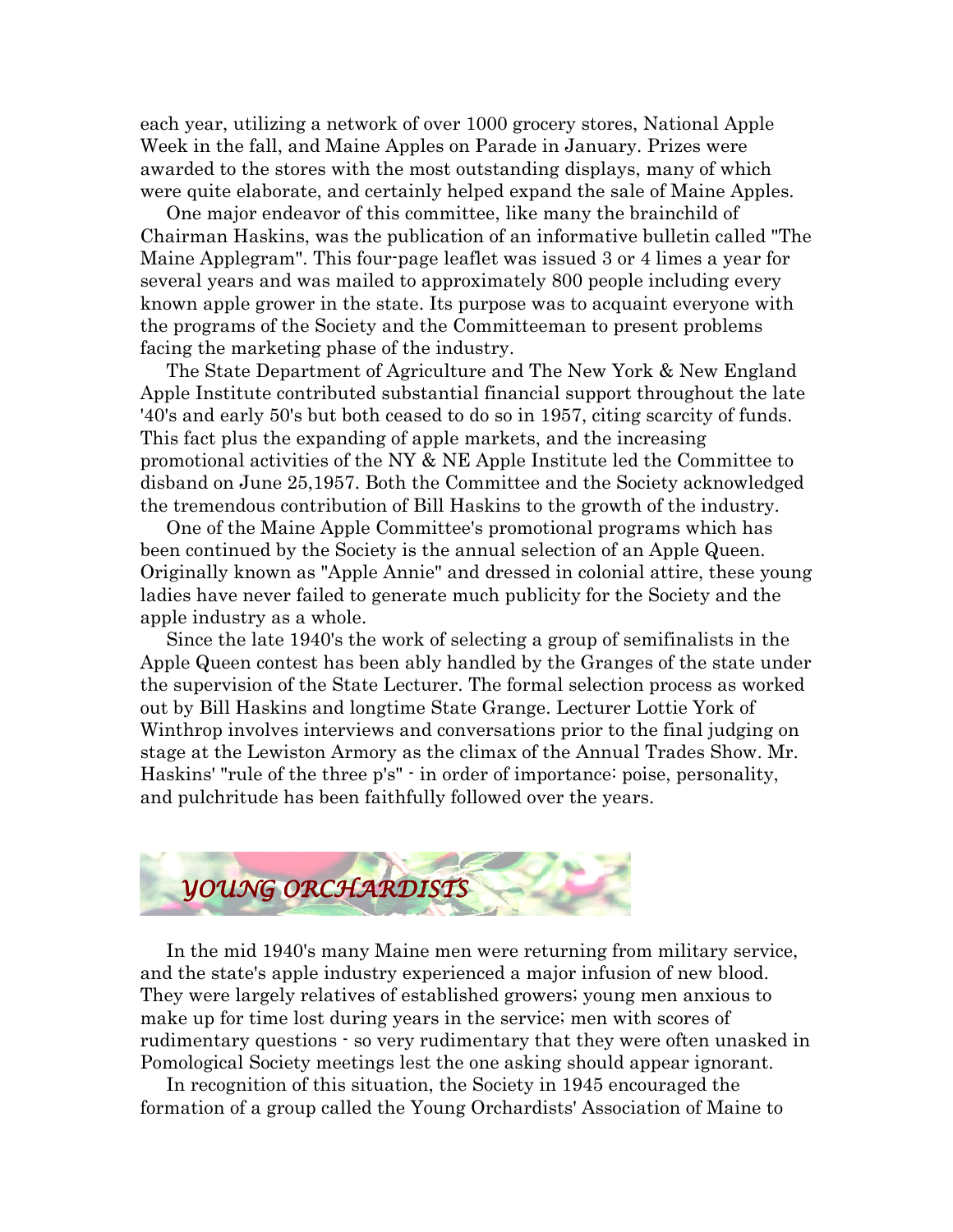each year, utilizing a network of over 1000 grocery stores, National Apple Week in the fall, and Maine Apples on Parade in January. Prizes were awarded to the stores with the most outstanding displays, many of which were quite elaborate, and certainly helped expand the sale of Maine Apples.

One major endeavor of this committee, like many the brainchild of Chairman Haskins, was the publication of an informative bulletin called "The Maine Applegram". This four-page leaflet was issued 3 or 4 limes a year for several years and was mailed to approximately 800 people including every known apple grower in the state. Its purpose was to acquaint everyone with the programs of the Society and the Committeeman to present problems facing the marketing phase of the industry.

The State Department of Agriculture and The New York & New England Apple Institute contributed substantial financial support throughout the late '40's and early 50's but both ceased to do so in 1957, citing scarcity of funds. This fact plus the expanding of apple markets, and the increasing promotional activities of the NY & NE Apple Institute led the Committee to disband on June 25,1957. Both the Committee and the Society acknowledged the tremendous contribution of Bill Haskins to the growth of the industry.

One of the Maine Apple Committee's promotional programs which has been continued by the Society is the annual selection of an Apple Queen. Originally known as "Apple Annie" and dressed in colonial attire, these young ladies have never failed to generate much publicity for the Society and the apple industry as a whole.

Since the late 1940's the work of selecting a group of semifinalists in the Apple Queen contest has been ably handled by the Granges of the state under the supervision of the State Lecturer. The formal selection process as worked out by Bill Haskins and longtime State Grange. Lecturer Lottie York of Winthrop involves interviews and conversations prior to the final judging on stage at the Lewiston Armory as the climax of the Annual Trades Show. Mr. Haskins' "rule of the three p's" - in order of importance: poise, personality, and pulchritude has been faithfully followed over the years.

## YOUNG ORCHARDISTS

In the mid 1940's many Maine men were returning from military service, and the state's apple industry experienced a major infusion of new blood. They were largely relatives of established growers; young men anxious to make up for time lost during years in the service; men with scores of rudimentary questions - so very rudimentary that they were often unasked in Pomological Society meetings lest the one asking should appear ignorant.

In recognition of this situation, the Society in 1945 encouraged the formation of a group called the Young Orchardists' Association of Maine to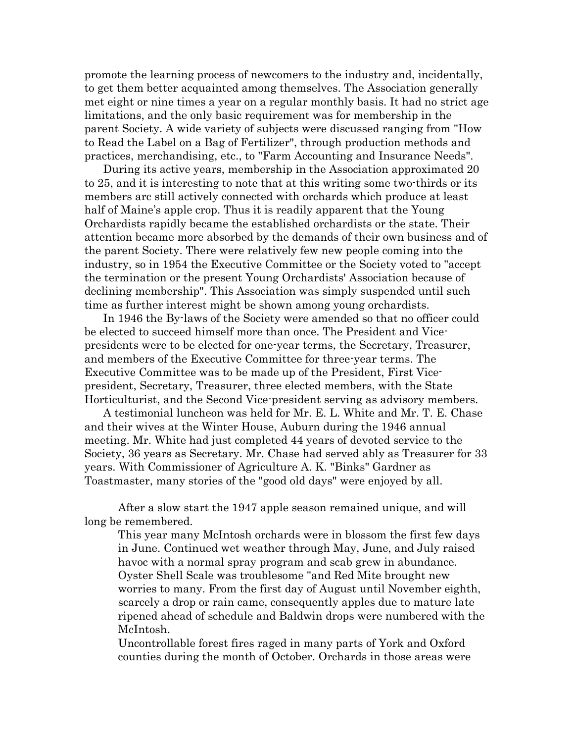promote the learning process of newcomers to the industry and, incidentally, to get them better acquainted among themselves. The Association generally met eight or nine times a year on a regular monthly basis. It had no strict age limitations, and the only basic requirement was for membership in the parent Society. A wide variety of subjects were discussed ranging from "How to Read the Label on a Bag of Fertilizer", through production methods and practices, merchandising, etc., to "Farm Accounting and Insurance Needs".

During its active years, membership in the Association approximated 20 to 25, and it is interesting to note that at this writing some two-thirds or its members arc still actively connected with orchards which produce at least half of Maine's apple crop. Thus it is readily apparent that the Young Orchardists rapidly became the established orchardists or the state. Their attention became more absorbed by the demands of their own business and of the parent Society. There were relatively few new people coming into the industry, so in 1954 the Executive Committee or the Society voted to "accept the termination or the present Young Orchardists' Association because of declining membership". This Association was simply suspended until such time as further interest might be shown among young orchardists.

In 1946 the By-laws of the Society were amended so that no officer could be elected to succeed himself more than once. The President and Vice-presidents were to be elected for one-year terms, the Secretary, Treasurer, and members of the Executive Committee for three-year terms. The Executive Committee was to be made up of the President, First Vice-president, Secretary, Treasurer, three elected members, with the State Horticulturist, and the Second Vice-president serving as advisory members.

A testimonial luncheon was held for Mr. E. L. White and Mr. T. E. Chase and their wives at the Winter House, Auburn during the 1946 annual meeting. Mr. White had just completed 44 years of devoted service to the Society, 36 years as Secretary. Mr. Chase had served ably as Treasurer for 33 years. With Commissioner of Agriculture A. K. "Binks" Gardner as Toastmaster, many stories of the "good old days" were enjoyed by all.

After a slow start the 1947 apple season remained unique, and will long be remembered.

> This year many McIntosh orchards were in blossom the first few days in June. Continued wet weather through May, June, and July raised havoc with a normal spray program and scab grew in abundance. Oyster Shell Scale was troublesome "and Red Mite brought new worries to many. From the first day of August until November eighth, scarcely a drop or rain came, consequently apples due to mature late ripened ahead of schedule and Baldwin drops were numbered with the McIntosh.
>
> Uncontrollable forest fires raged in many parts of York and Oxford counties during the month of October. Orchards in those areas were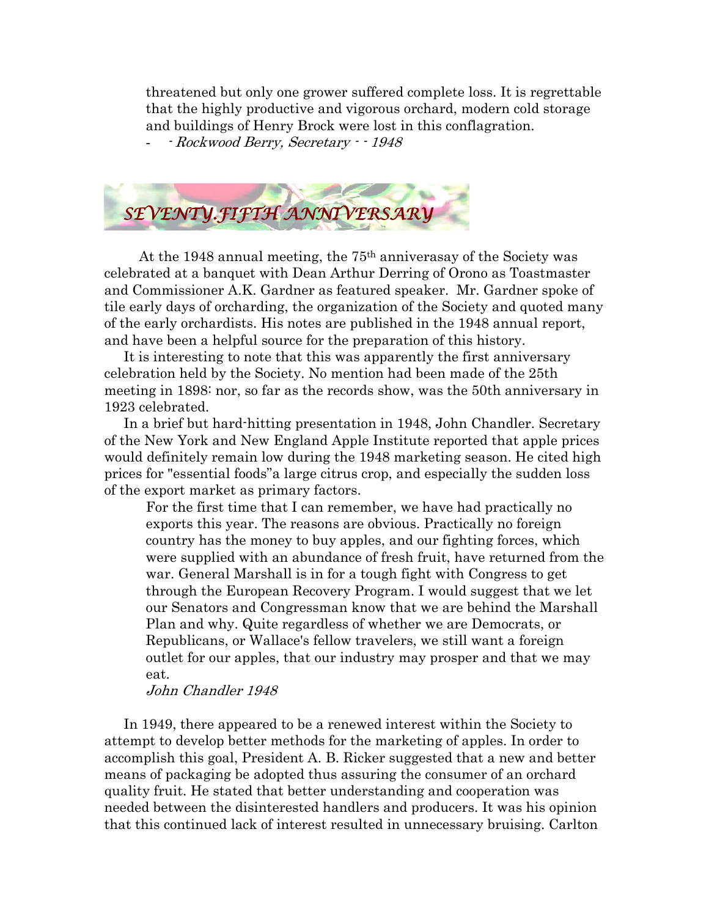threatened but only one grower suffered complete loss. It is regrettable that the highly productive and vigorous orchard, modern cold storage and buildings of Henry Brock were lost in this conflagration.

- - *Rockwood Berry, Secretary - - 1948*

## SEVENTY.FIFTH ANNIVERSARY

At the 1948 annual meeting, the 75th anniverasay of the Society was celebrated at a banquet with Dean Arthur Derring of Orono as Toastmaster and Commissioner A.K. Gardner as featured speaker. Mr. Gardner spoke of tile early days of orcharding, the organization of the Society and quoted many of the early orchardists. His notes are published in the 1948 annual report, and have been a helpful source for the preparation of this history.

It is interesting to note that this was apparently the first anniversary celebration held by the Society. No mention had been made of the 25th meeting in 1898: nor, so far as the records show, was the 50th anniversary in 1923 celebrated.

In a brief but hard-hitting presentation in 1948, John Chandler. Secretary of the New York and New England Apple Institute reported that apple prices would definitely remain low during the 1948 marketing season. He cited high prices for "essential foods"a large citrus crop, and especially the sudden loss of the export market as primary factors.

> For the first time that I can remember, we have had practically no exports this year. The reasons are obvious. Practically no foreign country has the money to buy apples, and our fighting forces, which were supplied with an abundance of fresh fruit, have returned from the war. General Marshall is in for a tough fight with Congress to get through the European Recovery Program. I would suggest that we let our Senators and Congressman know that we are behind the Marshall Plan and why. Quite regardless of whether we are Democrats, or Republicans, or Wallace's fellow travelers, we still want a foreign outlet for our apples, that our industry may prosper and that we may eat.
>
> *John Chandler 1948*

In 1949, there appeared to be a renewed interest within the Society to attempt to develop better methods for the marketing of apples. In order to accomplish this goal, President A. B. Ricker suggested that a new and better means of packaging be adopted thus assuring the consumer of an orchard quality fruit. He stated that better understanding and cooperation was needed between the disinterested handlers and producers. It was his opinion that this continued lack of interest resulted in unnecessary bruising. Carlton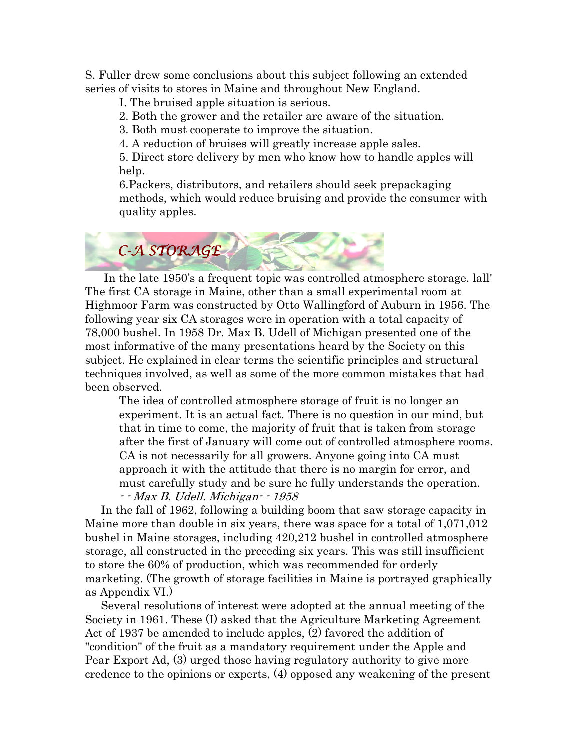S. Fuller drew some conclusions about this subject following an extended series of visits to stores in Maine and throughout New England.

> I. The bruised apple situation is serious.
>
> 2. Both the grower and the retailer are aware of the situation.
>
> 3. Both must cooperate to improve the situation.
>
> 4. A reduction of bruises will greatly increase apple sales.
>
> 5. Direct store delivery by men who know how to handle apples will help.
>
> 6.Packers, distributors, and retailers should seek prepackaging methods, which would reduce bruising and provide the consumer with quality apples.

## *C-A STORAGE*

In the late 1950's a frequent topic was controlled atmosphere storage. lall' The first CA storage in Maine, other than a small experimental room at Highmoor Farm was constructed by Otto Wallingford of Auburn in 1956. The following year six CA storages were in operation with a total capacity of 78,000 bushel. In 1958 Dr. Max B. Udell of Michigan presented one of the most informative of the many presentations heard by the Society on this subject. He explained in clear terms the scientific principles and structural techniques involved, as well as some of the more common mistakes that had been observed.

> The idea of controlled atmosphere storage of fruit is no longer an experiment. It is an actual fact. There is no question in our mind, but that in time to come, the majority of fruit that is taken from storage after the first of January will come out of controlled atmosphere rooms. CA is not necessarily for all growers. Anyone going into CA must approach it with the attitude that there is no margin for error, and must carefully study and be sure he fully understands the operation.
>
> *- - Max B. Udell. Michigan- - 1958*

In the fall of 1962, following a building boom that saw storage capacity in Maine more than double in six years, there was space for a total of 1,071,012 bushel in Maine storages, including 420,212 bushel in controlled atmosphere storage, all constructed in the preceding six years. This was still insufficient to store the 60% of production, which was recommended for orderly marketing. (The growth of storage facilities in Maine is portrayed graphically as Appendix VI.)

Several resolutions of interest were adopted at the annual meeting of the Society in 1961. These (I) asked that the Agriculture Marketing Agreement Act of 1937 be amended to include apples, (2) favored the addition of "condition" of the fruit as a mandatory requirement under the Apple and Pear Export Ad, (3) urged those having regulatory authority to give more credence to the opinions or experts, (4) opposed any weakening of the present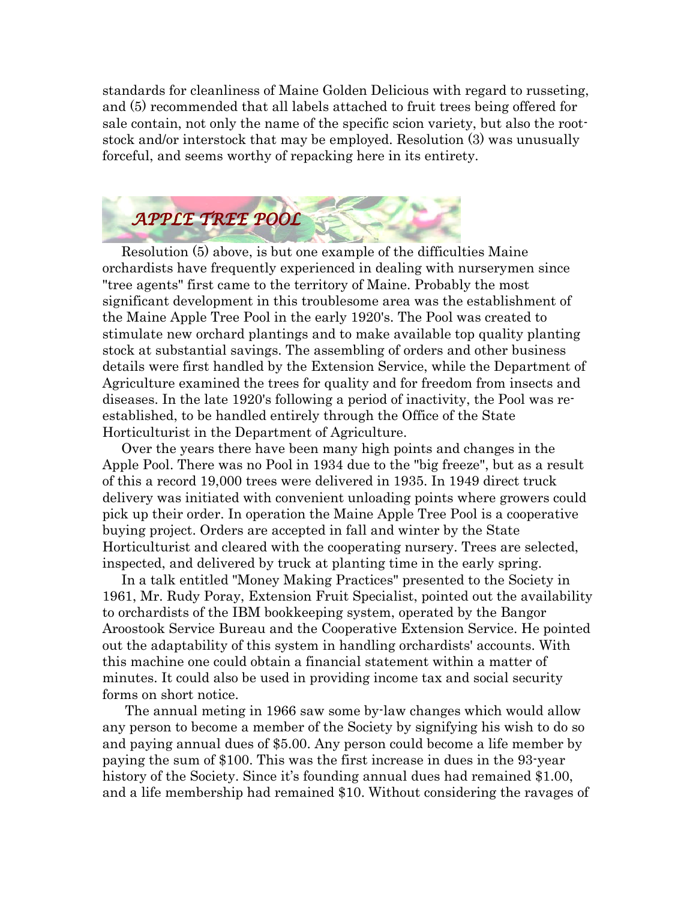standards for cleanliness of Maine Golden Delicious with regard to russeting, and (5) recommended that all labels attached to fruit trees being offered for sale contain, not only the name of the specific scion variety, but also the root-stock and/or interstock that may be employed. Resolution (3) was unusually forceful, and seems worthy of repacking here in its entirety.

## *APPLE TREE POOL*

Resolution (5) above, is but one example of the difficulties Maine orchardists have frequently experienced in dealing with nurserymen since "tree agents" first came to the territory of Maine. Probably the most significant development in this troublesome area was the establishment of the Maine Apple Tree Pool in the early 1920's. The Pool was created to stimulate new orchard plantings and to make available top quality planting stock at substantial savings. The assembling of orders and other business details were first handled by the Extension Service, while the Department of Agriculture examined the trees for quality and for freedom from insects and diseases. In the late 1920's following a period of inactivity, the Pool was re-established, to be handled entirely through the Office of the State Horticulturist in the Department of Agriculture.

Over the years there have been many high points and changes in the Apple Pool. There was no Pool in 1934 due to the "big freeze", but as a result of this a record 19,000 trees were delivered in 1935. In 1949 direct truck delivery was initiated with convenient unloading points where growers could pick up their order. In operation the Maine Apple Tree Pool is a cooperative buying project. Orders are accepted in fall and winter by the State Horticulturist and cleared with the cooperating nursery. Trees are selected, inspected, and delivered by truck at planting time in the early spring.

In a talk entitled "Money Making Practices" presented to the Society in 1961, Mr. Rudy Poray, Extension Fruit Specialist, pointed out the availability to orchardists of the IBM bookkeeping system, operated by the Bangor Aroostook Service Bureau and the Cooperative Extension Service. He pointed out the adaptability of this system in handling orchardists' accounts. With this machine one could obtain a financial statement within a matter of minutes. It could also be used in providing income tax and social security forms on short notice.

The annual meting in 1966 saw some by-law changes which would allow any person to become a member of the Society by signifying his wish to do so and paying annual dues of $5.00. Any person could become a life member by paying the sum of $100. This was the first increase in dues in the 93-year history of the Society. Since it's founding annual dues had remained $1.00, and a life membership had remained $10. Without considering the ravages of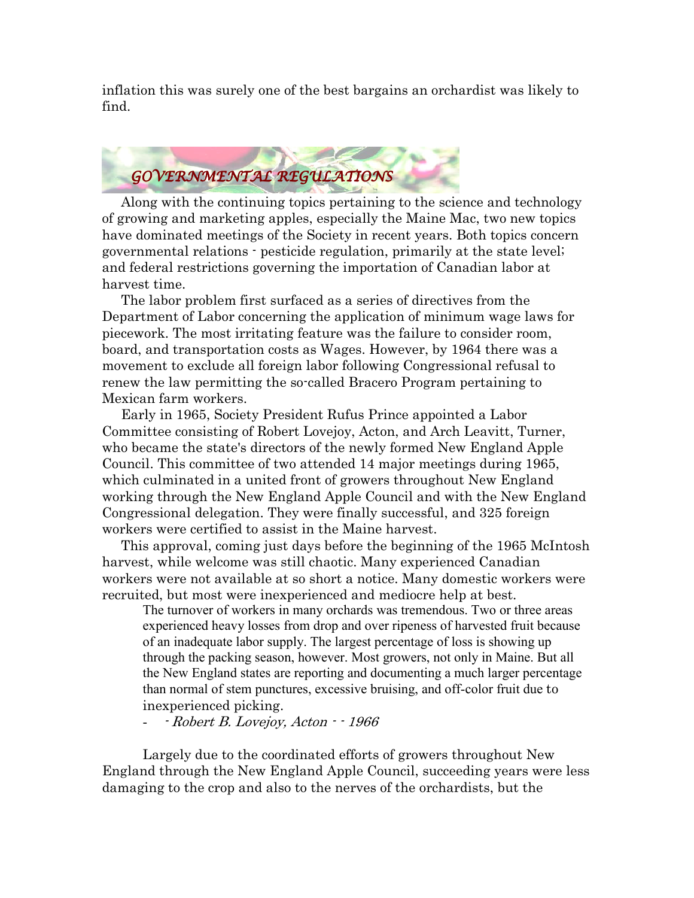inflation this was surely one of the best bargains an orchardist was likely to find.

## *GOVERNMENTAL REGULATIONS*

Along with the continuing topics pertaining to the science and technology of growing and marketing apples, especially the Maine Mac, two new topics have dominated meetings of the Society in recent years. Both topics concern governmental relations - pesticide regulation, primarily at the state level; and federal restrictions governing the importation of Canadian labor at harvest time.

The labor problem first surfaced as a series of directives from the Department of Labor concerning the application of minimum wage laws for piecework. The most irritating feature was the failure to consider room, board, and transportation costs as Wages. However, by 1964 there was a movement to exclude all foreign labor following Congressional refusal to renew the law permitting the so-called Bracero Program pertaining to Mexican farm workers.

Early in 1965, Society President Rufus Prince appointed a Labor Committee consisting of Robert Lovejoy, Acton, and Arch Leavitt, Turner, who became the state's directors of the newly formed New England Apple Council. This committee of two attended 14 major meetings during 1965, which culminated in a united front of growers throughout New England working through the New England Apple Council and with the New England Congressional delegation. They were finally successful, and 325 foreign workers were certified to assist in the Maine harvest.

This approval, coming just days before the beginning of the 1965 McIntosh harvest, while welcome was still chaotic. Many experienced Canadian workers were not available at so short a notice. Many domestic workers were recruited, but most were inexperienced and mediocre help at best.

> The turnover of workers in many orchards was tremendous. Two or three areas experienced heavy losses from drop and over ripeness of harvested fruit because of an inadequate labor supply. The largest percentage of loss is showing up through the packing season, however. Most growers, not only in Maine. But all the New England states are reporting and documenting a much larger percentage than normal of stem punctures, excessive bruising, and off-color fruit due to inexperienced picking.
>
> - *- Robert B. Lovejoy, Acton - - 1966*

Largely due to the coordinated efforts of growers throughout New England through the New England Apple Council, succeeding years were less damaging to the crop and also to the nerves of the orchardists, but the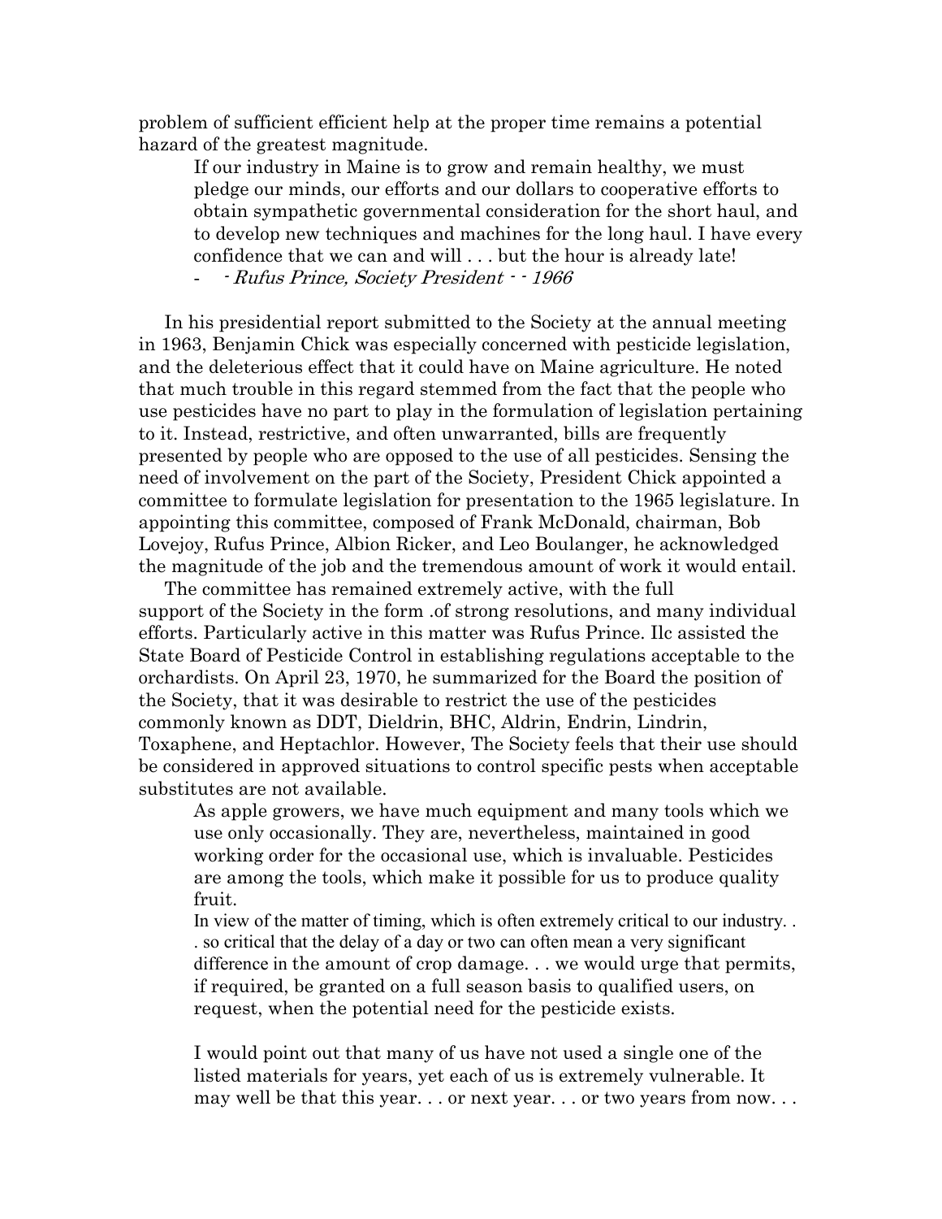problem of sufficient efficient help at the proper time remains a potential hazard of the greatest magnitude.

> If our industry in Maine is to grow and remain healthy, we must pledge our minds, our efforts and our dollars to cooperative efforts to obtain sympathetic governmental consideration for the short haul, and to develop new techniques and machines for the long haul. I have every confidence that we can and will . . . but the hour is already late!
>
> - - *Rufus Prince, Society President - - 1966*

In his presidential report submitted to the Society at the annual meeting in 1963, Benjamin Chick was especially concerned with pesticide legislation, and the deleterious effect that it could have on Maine agriculture. He noted that much trouble in this regard stemmed from the fact that the people who use pesticides have no part to play in the formulation of legislation pertaining to it. Instead, restrictive, and often unwarranted, bills are frequently presented by people who are opposed to the use of all pesticides. Sensing the need of involvement on the part of the Society, President Chick appointed a committee to formulate legislation for presentation to the 1965 legislature. In appointing this committee, composed of Frank McDonald, chairman, Bob Lovejoy, Rufus Prince, Albion Ricker, and Leo Boulanger, he acknowledged the magnitude of the job and the tremendous amount of work it would entail.

The committee has remained extremely active, with the full support of the Society in the form .of strong resolutions, and many individual efforts. Particularly active in this matter was Rufus Prince. Ilc assisted the State Board of Pesticide Control in establishing regulations acceptable to the orchardists. On April 23, 1970, he summarized for the Board the position of the Society, that it was desirable to restrict the use of the pesticides commonly known as DDT, Dieldrin, BHC, Aldrin, Endrin, Lindrin, Toxaphene, and Heptachlor. However, The Society feels that their use should be considered in approved situations to control specific pests when acceptable substitutes are not available.

> As apple growers, we have much equipment and many tools which we use only occasionally. They are, nevertheless, maintained in good working order for the occasional use, which is invaluable. Pesticides are among the tools, which make it possible for us to produce quality fruit.
>
> In view of the matter of timing, which is often extremely critical to our industry. . . so critical that the delay of a day or two can often mean a very significant difference in the amount of crop damage. . . we would urge that permits, if required, be granted on a full season basis to qualified users, on request, when the potential need for the pesticide exists.
>
> I would point out that many of us have not used a single one of the listed materials for years, yet each of us is extremely vulnerable. It may well be that this year. . . or next year. . . or two years from now. . .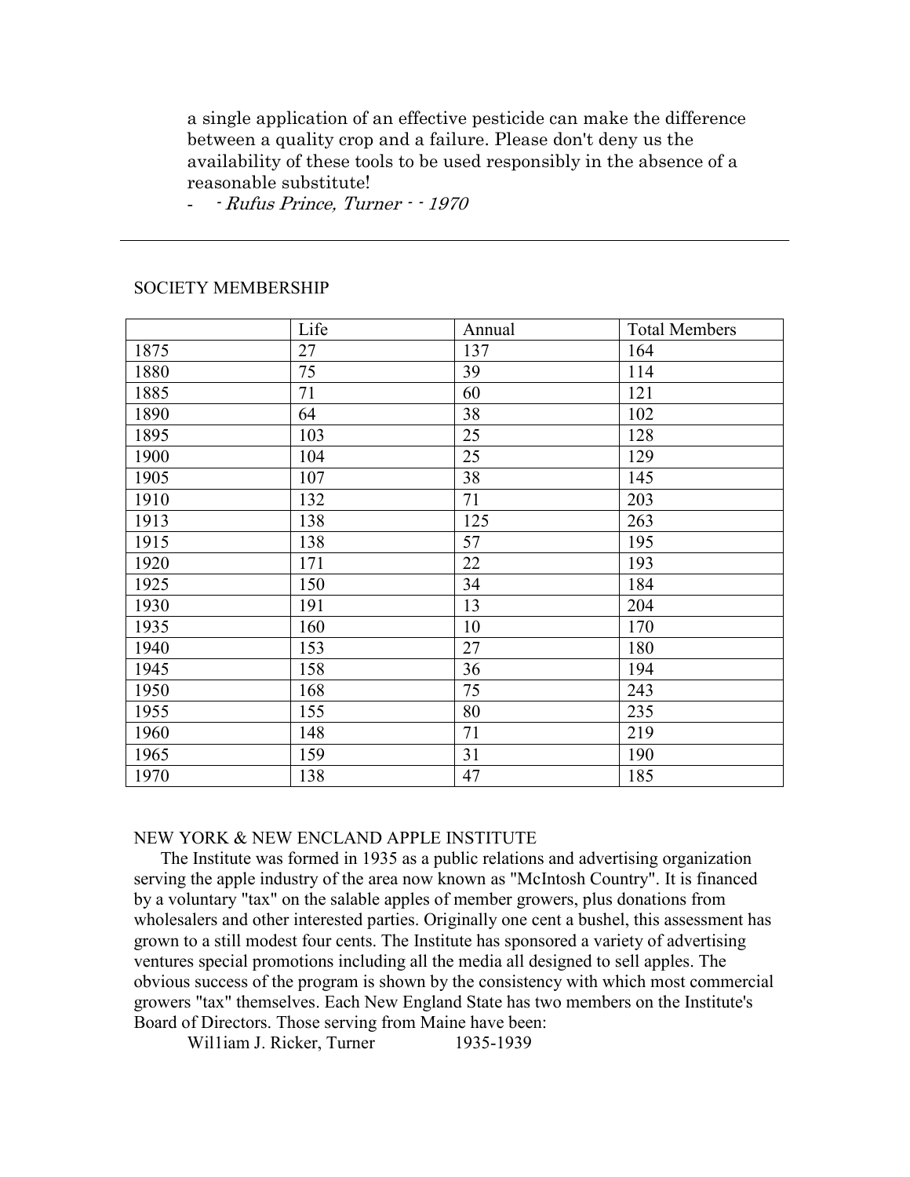a single application of an effective pesticide can make the difference between a quality crop and a failure. Please don't deny us the availability of these tools to be used responsibly in the absence of a reasonable substitute!

- *- Rufus Prince, Turner - - 1970*

---

SOCIETY MEMBERSHIP

| | Life | Annual | Total Members |
|---|---|---|---|
| 1875 | 27 | 137 | 164 |
| 1880 | 75 | 39 | 114 |
| 1885 | 71 | 60 | 121 |
| 1890 | 64 | 38 | 102 |
| 1895 | 103 | 25 | 128 |
| 1900 | 104 | 25 | 129 |
| 1905 | 107 | 38 | 145 |
| 1910 | 132 | 71 | 203 |
| 1913 | 138 | 125 | 263 |
| 1915 | 138 | 57 | 195 |
| 1920 | 171 | 22 | 193 |
| 1925 | 150 | 34 | 184 |
| 1930 | 191 | 13 | 204 |
| 1935 | 160 | 10 | 170 |
| 1940 | 153 | 27 | 180 |
| 1945 | 158 | 36 | 194 |
| 1950 | 168 | 75 | 243 |
| 1955 | 155 | 80 | 235 |
| 1960 | 148 | 71 | 219 |
| 1965 | 159 | 31 | 190 |
| 1970 | 138 | 47 | 185 |

NEW YORK & NEW ENCLAND APPLE INSTITUTE

The Institute was formed in 1935 as a public relations and advertising organization serving the apple industry of the area now known as "McIntosh Country". It is financed by a voluntary "tax" on the salable apples of member growers, plus donations from wholesalers and other interested parties. Originally one cent a bushel, this assessment has grown to a still modest four cents. The Institute has sponsored a variety of advertising ventures special promotions including all the media all designed to sell apples. The obvious success of the program is shown by the consistency with which most commercial growers "tax" themselves. Each New England State has two members on the Institute's Board of Directors. Those serving from Maine have been:

Wil1iam J. Ricker, Turner 1935-1939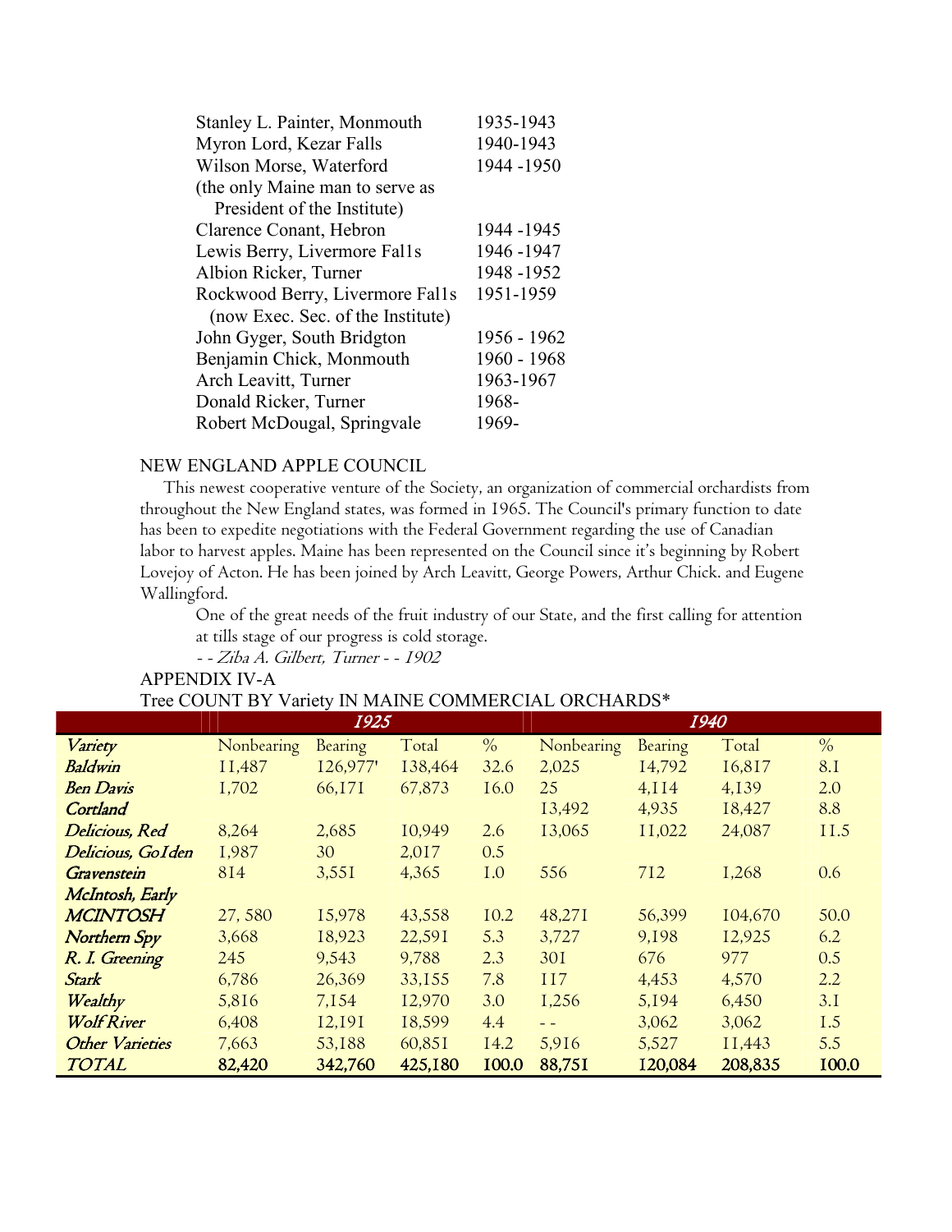| | |
|---|---|
| Stanley L. Painter, Monmouth | 1935-1943 |
| Myron Lord, Kezar Falls | 1940-1943 |
| Wilson Morse, Waterford (the only Maine man to serve as President of the Institute) | 1944 -1950 |
| Clarence Conant, Hebron | 1944 -1945 |
| Lewis Berry, Livermore Fal1s | 1946 -1947 |
| Albion Ricker, Turner | 1948 -1952 |
| Rockwood Berry, Livermore Fal1s (now Exec. Sec. of the Institute) | 1951-1959 |
| John Gyger, South Bridgton | 1956 - 1962 |
| Benjamin Chick, Monmouth | 1960 - 1968 |
| Arch Leavitt, Turner | 1963-1967 |
| Donald Ricker, Turner | 1968- |
| Robert McDougal, Springvale | 1969- |

## NEW ENGLAND APPLE COUNCIL

This newest cooperative venture of the Society, an organization of commercial orchardists from throughout the New England states, was formed in 1965. The Council's primary function to date has been to expedite negotiations with the Federal Government regarding the use of Canadian labor to harvest apples. Maine has been represented on the Council since it's beginning by Robert Lovejoy of Acton. He has been joined by Arch Leavitt, George Powers, Arthur Chick. and Eugene Wallingford.

> One of the great needs of the fruit industry of our State, and the first calling for attention at tills stage of our progress is cold storage.
>
> *- - Ziba A. Gilbert, Turner - - 1902*

## APPENDIX IV-A

Tree COUNT BY Variety IN MAINE COMMERCIAL ORCHARDS*

| | *1925* | | | | *1940* | | | |
|---|---|---|---|---|---|---|---|---|
| *Variety* | Nonbearing | Bearing | Total | % | Nonbearing | Bearing | Total | % |
| ***Baldwin*** | 11,487 | 126,977' | 138,464 | 32.6 | 2,025 | 14,792 | 16,817 | 8.1 |
| ***Ben Davis*** | 1,702 | 66,171 | 67,873 | 16.0 | 25 | 4,114 | 4,139 | 2.0 |
| ***Cortland*** | | | | | 13,492 | 4,935 | 18,427 | 8.8 |
| ***Delicious, Red*** | 8,264 | 2,685 | 10,949 | 2.6 | 13,065 | 11,022 | 24,087 | 11.5 |
| ***Delicious, GoIden*** | 1,987 | 30 | 2,017 | 0.5 | | | | |
| ***Gravenstein*** | 814 | 3,551 | 4,365 | 1.0 | 556 | 712 | 1,268 | 0.6 |
| ***McIntosh, Early*** | | | | | | | | |
| ***MCINTOSH*** | 27, 580 | 15,978 | 43,558 | 10.2 | 48,271 | 56,399 | 104,670 | 50.0 |
| ***Northern Spy*** | 3,668 | 18,923 | 22,591 | 5.3 | 3,727 | 9,198 | 12,925 | 6.2 |
| ***R. I. Greening*** | 245 | 9,543 | 9,788 | 2.3 | 301 | 676 | 977 | 0.5 |
| ***Stark*** | 6,786 | 26,369 | 33,155 | 7.8 | 117 | 4,453 | 4,570 | 2.2 |
| ***Wealthy*** | 5,816 | 7,154 | 12,970 | 3.0 | 1,256 | 5,194 | 6,450 | 3.1 |
| ***Wolf River*** | 6,408 | 12,191 | 18,599 | 4.4 | - - | 3,062 | 3,062 | 1.5 |
| ***Other Varieties*** | 7,663 | 53,188 | 60,851 | 14.2 | 5,916 | 5,527 | 11,443 | 5.5 |
| ***TOTAL*** | **82,420** | **342,760** | **425,180** | **100.0** | **88,751** | **120,084** | **208,835** | **100.0** |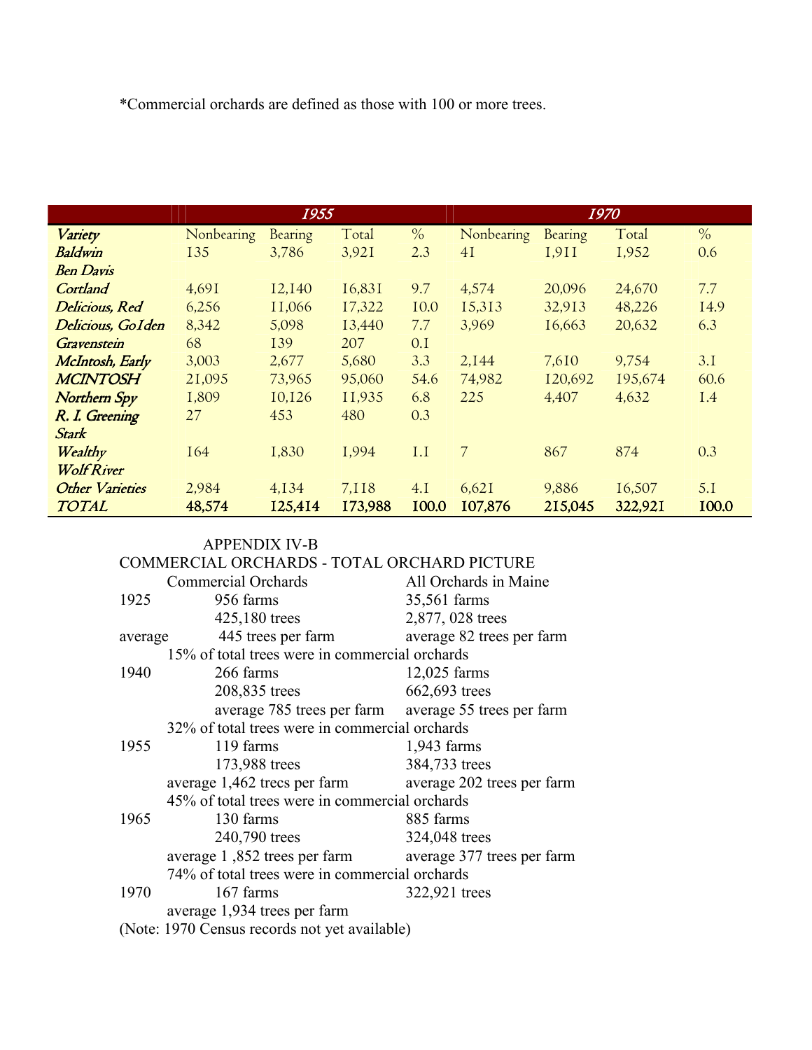*Commercial orchards are defined as those with 100 or more trees.

| | 1955 | | | | 1970 | | | |
|---|---|---|---|---|---|---|---|---|
| *Variety* | Nonbearing | Bearing | Total | % | Nonbearing | Bearing | Total | % |
| *Baldwin* | 135 | 3,786 | 3,921 | 2.3 | 41 | 1,911 | 1,952 | 0.6 |
| *Ben Davis* | | | | | | | | |
| *Cortland* | 4,691 | 12,140 | 16,831 | 9.7 | 4,574 | 20,096 | 24,670 | 7.7 |
| *Delicious, Red* | 6,256 | 11,066 | 17,322 | 10.0 | 15,313 | 32,913 | 48,226 | 14.9 |
| *Delicious, Golden* | 8,342 | 5,098 | 13,440 | 7.7 | 3,969 | 16,663 | 20,632 | 6.3 |
| *Gravenstein* | 68 | 139 | 207 | 0.1 | | | | |
| *McIntosh, Early* | 3,003 | 2,677 | 5,680 | 3.3 | 2,144 | 7,610 | 9,754 | 3.1 |
| *MCINTOSH* | 21,095 | 73,965 | 95,060 | 54.6 | 74,982 | 120,692 | 195,674 | 60.6 |
| *Northern Spy* | 1,809 | 10,126 | 11,935 | 6.8 | 225 | 4,407 | 4,632 | 1.4 |
| *R. I. Greening* | 27 | 453 | 480 | 0.3 | | | | |
| *Stark* | | | | | | | | |
| *Wealthy* | 164 | 1,830 | 1,994 | 1.1 | 7 | 867 | 874 | 0.3 |
| *Wolf River* | | | | | | | | |
| *Other Varieties* | 2,984 | 4,134 | 7,118 | 4.1 | 6,621 | 9,886 | 16,507 | 5.1 |
| *TOTAL* | **48,574** | **125,414** | **173,988** | **100.0** | **107,876** | **215,045** | **322,921** | **100.0** |

APPENDIX IV-B

COMMERCIAL ORCHARDS - TOTAL ORCHARD PICTURE

| | Commercial Orchards | All Orchards in Maine |
|---|---|---|
| 1925 | 956 farms | 35,561 farms |
| | 425,180 trees | 2,877, 028 trees |
| average | 445 trees per farm | average 82 trees per farm |
| | 15% of total trees were in commercial orchards | |
| 1940 | 266 farms | 12,025 farms |
| | 208,835 trees | 662,693 trees |
| | average 785 trees per farm | average 55 trees per farm |
| | 32% of total trees were in commercial orchards | |
| 1955 | 119 farms | 1,943 farms |
| | 173,988 trees | 384,733 trees |
| | average 1,462 trecs per farm | average 202 trees per farm |
| | 45% of total trees were in commercial orchards | |
| 1965 | 130 farms | 885 farms |
| | 240,790 trees | 324,048 trees |
| | average 1 ,852 trees per farm | average 377 trees per farm |
| | 74% of total trees were in commercial orchards | |
| 1970 | 167 farms | 322,921 trees |
| | average 1,934 trees per farm | |

(Note: 1970 Census records not yet available)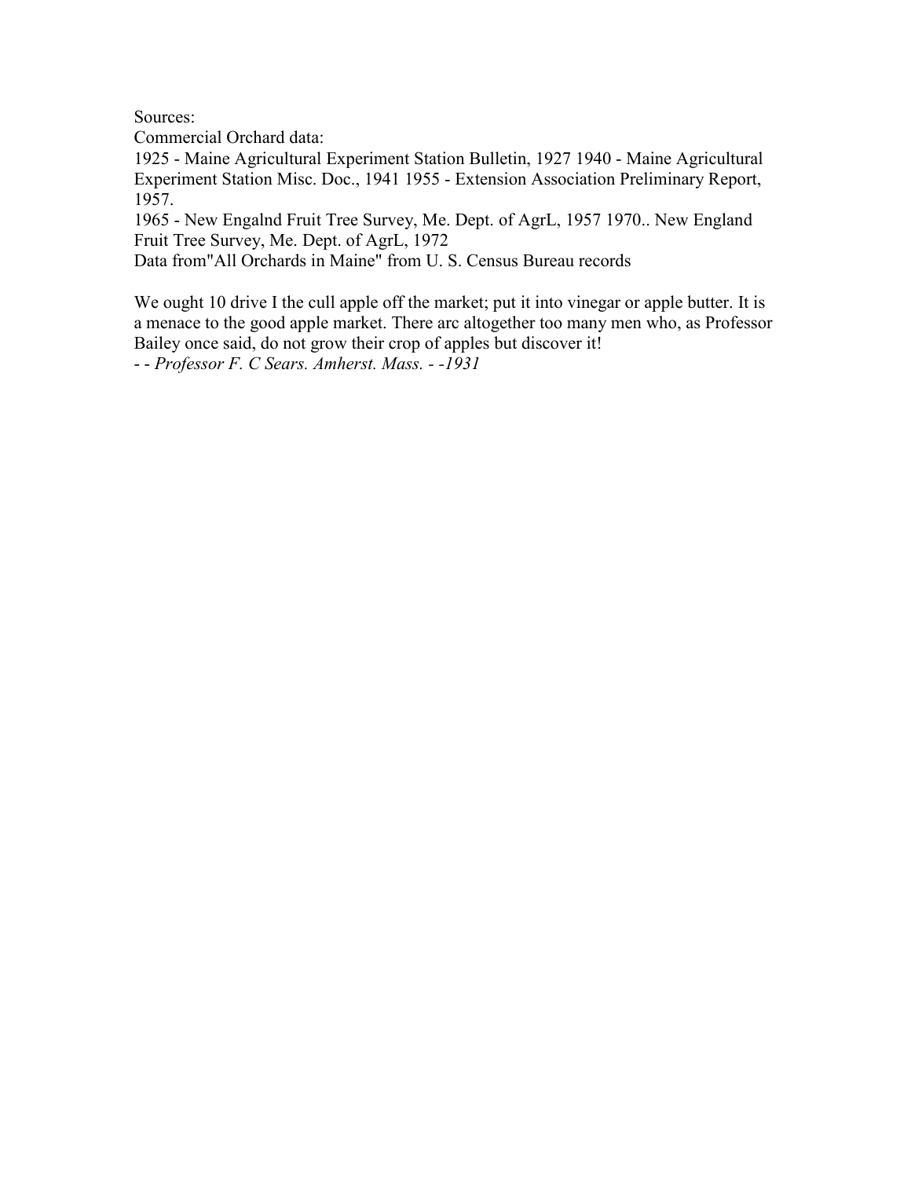Sources:

Commercial Orchard data:

1925 - Maine Agricultural Experiment Station Bulletin, 1927 1940 - Maine Agricultural Experiment Station Misc. Doc., 1941 1955 - Extension Association Preliminary Report, 1957.

1965 - New Engalnd Fruit Tree Survey, Me. Dept. of AgrL, 1957 1970.. New England Fruit Tree Survey, Me. Dept. of AgrL, 1972

Data from"All Orchards in Maine" from U. S. Census Bureau records

We ought 10 drive I the cull apple off the market; put it into vinegar or apple butter. It is a menace to the good apple market. There arc altogether too many men who, as Professor Bailey once said, do not grow their crop of apples but discover it!

- - *Professor F. C Sears. Amherst. Mass. - -1931*